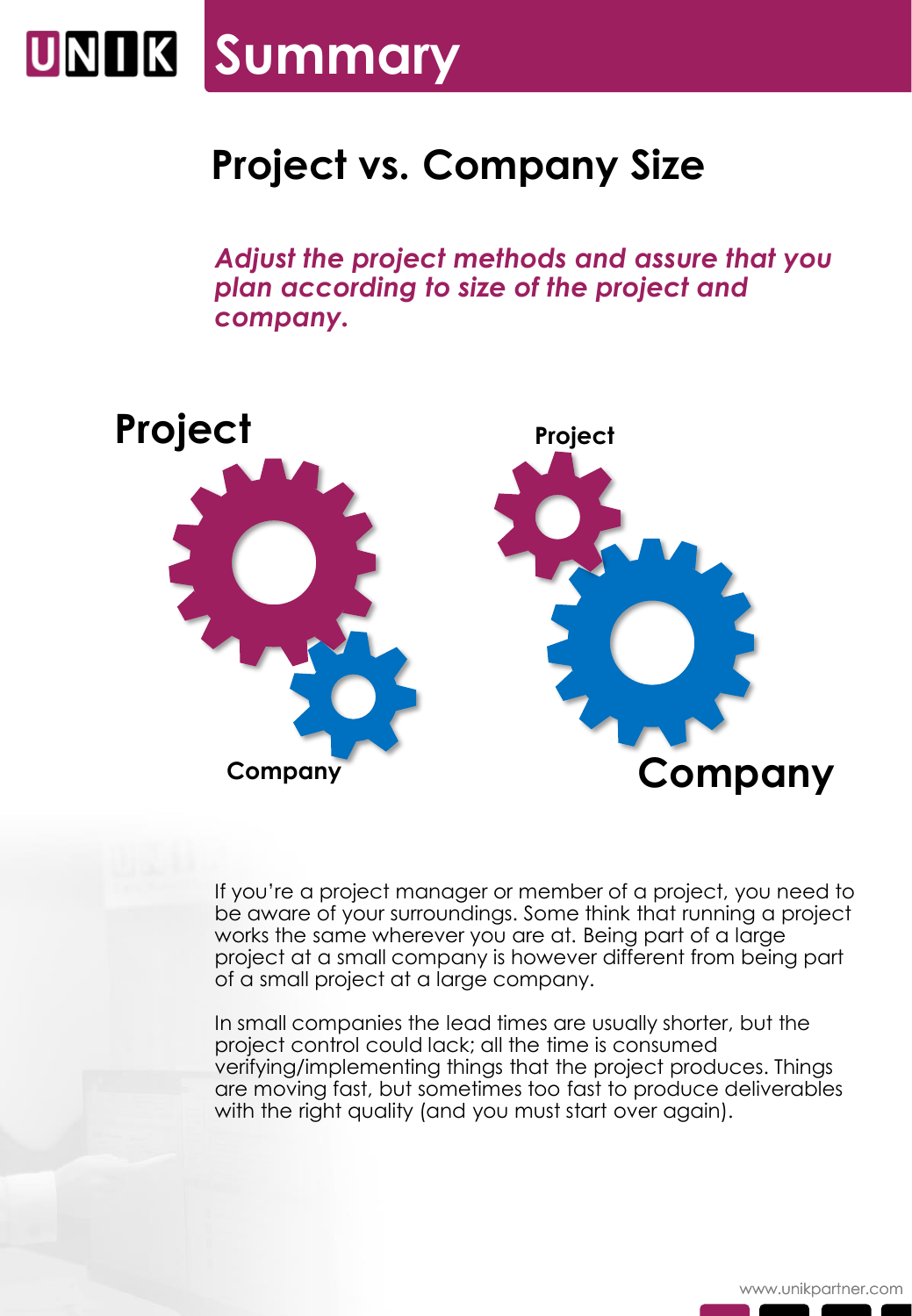# Summary

## Project vs. Company Size

*Adjust the project methods and assure that you plan according to size of the project and company.*

Project

Company

Project

Company

If you're a project manager or member of a project, you need to be aware of your surroundings. Some think that running a project works the same wherever you are at. Being part of a large project at a small company is however different from being part of a small project at a large company.

In small companies the lead times are usually shorter, but the project control could lack; all the time is consumed verifying/implementing things that the project produces. Things are moving fast, but sometimes too fast to produce deliverables with the right quality (and you must start over again).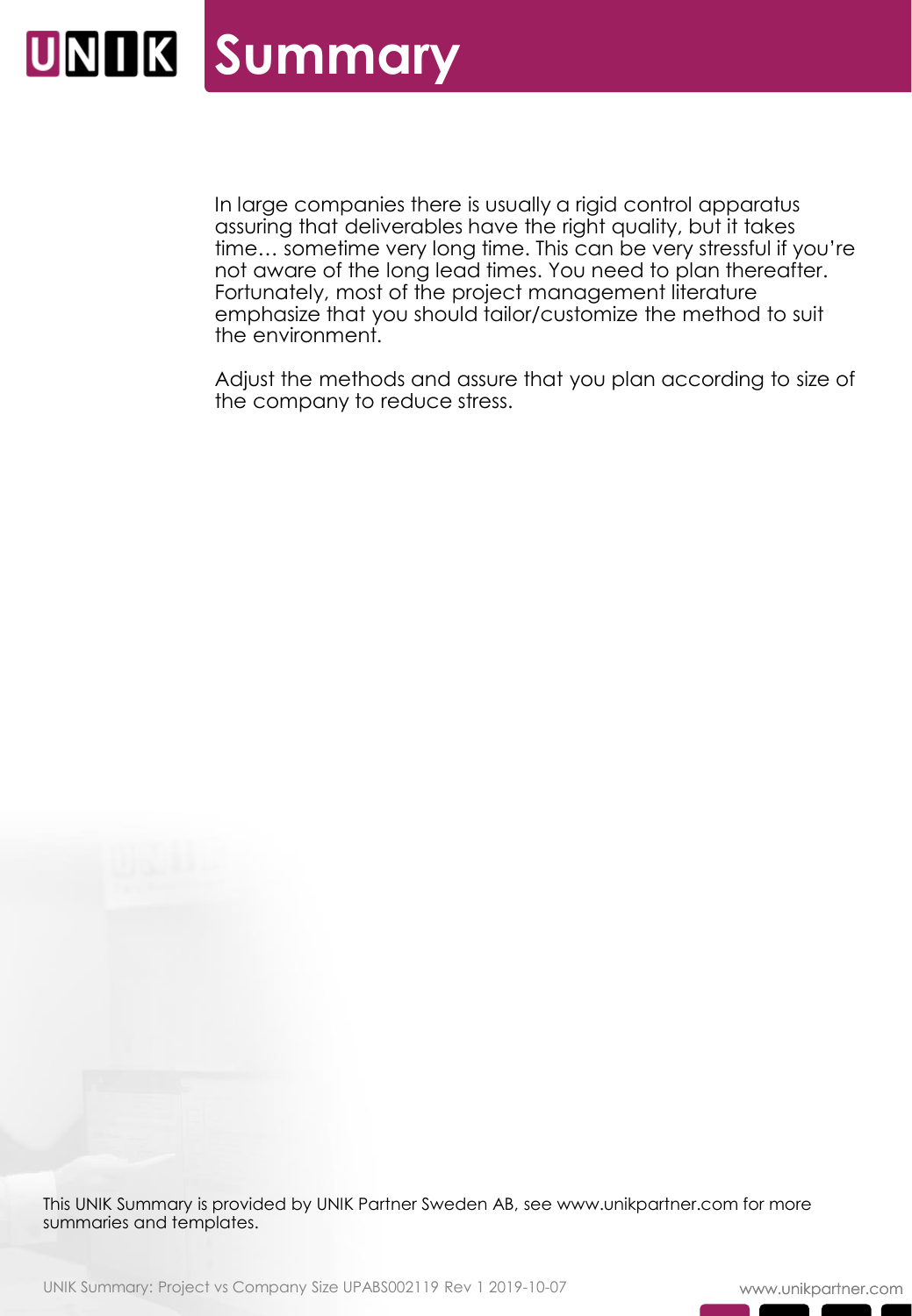# Summary

In large companies there is usually a rigid control apparatus assuring that deliverables have the right quality, but it takes time… sometime very long time. This can be very stressful if you're not aware of the long lead times. You need to plan thereafter. Fortunately, most of the project management literature emphasize that you should tailor/customize the method to suit the environment.

Adjust the methods and assure that you plan according to size of the company to reduce stress.

This UNIK Summary is provided by UNIK Partner Sweden AB, see www.unikpartner.com for more summaries and templates.